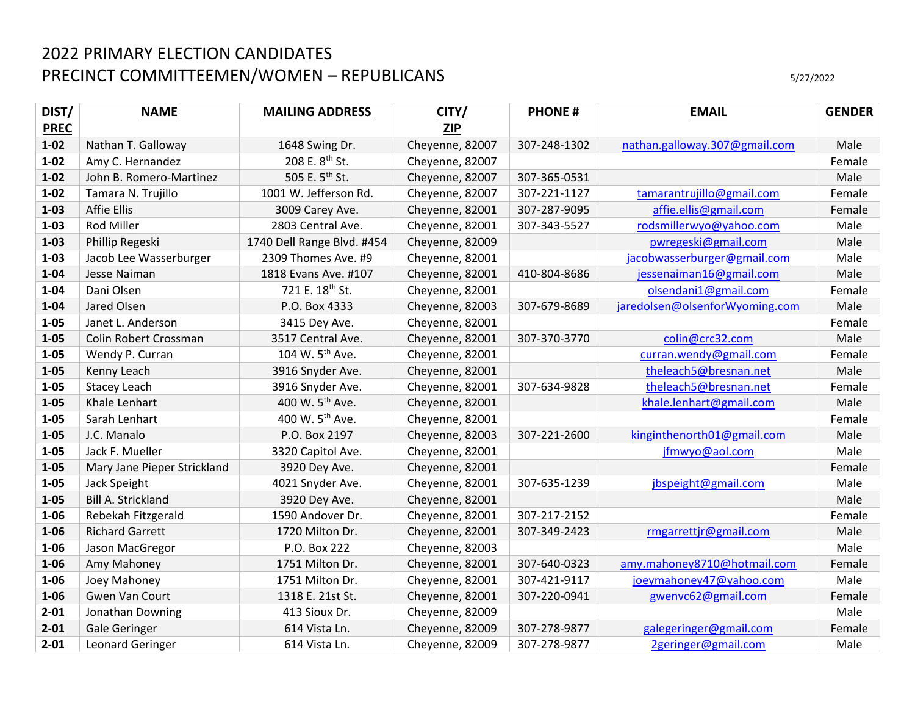# 2022 PRIMARY ELECTION CANDIDATES
## PRECINCT COMMITTEEMEN/WOMEN – REPUBLICANS

5/27/2022

| DIST/ PREC | NAME | MAILING ADDRESS | CITY/ ZIP | PHONE # | EMAIL | GENDER |
|---|---|---|---|---|---|---|
| 1-02 | Nathan T. Galloway | 1648 Swing Dr. | Cheyenne, 82007 | 307-248-1302 | nathan.galloway.307@gmail.com | Male |
| 1-02 | Amy C. Hernandez | 208 E. 8th St. | Cheyenne, 82007 | | | Female |
| 1-02 | John B. Romero-Martinez | 505 E. 5th St. | Cheyenne, 82007 | 307-365-0531 | | Male |
| 1-02 | Tamara N. Trujillo | 1001 W. Jefferson Rd. | Cheyenne, 82007 | 307-221-1127 | tamarantrujillo@gmail.com | Female |
| 1-03 | Affie Ellis | 3009 Carey Ave. | Cheyenne, 82001 | 307-287-9095 | affie.ellis@gmail.com | Female |
| 1-03 | Rod Miller | 2803 Central Ave. | Cheyenne, 82001 | 307-343-5527 | rodsmillerwyo@yahoo.com | Male |
| 1-03 | Phillip Regeski | 1740 Dell Range Blvd. #454 | Cheyenne, 82009 | | pwregeski@gmail.com | Male |
| 1-03 | Jacob Lee Wasserburger | 2309 Thomes Ave. #9 | Cheyenne, 82001 | | jacobwasserburger@gmail.com | Male |
| 1-04 | Jesse Naiman | 1818 Evans Ave. #107 | Cheyenne, 82001 | 410-804-8686 | jessenaiman16@gmail.com | Male |
| 1-04 | Dani Olsen | 721 E. 18th St. | Cheyenne, 82001 | | olsendani1@gmail.com | Female |
| 1-04 | Jared Olsen | P.O. Box 4333 | Cheyenne, 82003 | 307-679-8689 | jaredolsen@olsenforWyoming.com | Male |
| 1-05 | Janet L. Anderson | 3415 Dey Ave. | Cheyenne, 82001 | | | Female |
| 1-05 | Colin Robert Crossman | 3517 Central Ave. | Cheyenne, 82001 | 307-370-3770 | colin@crc32.com | Male |
| 1-05 | Wendy P. Curran | 104 W. 5th Ave. | Cheyenne, 82001 | | curran.wendy@gmail.com | Female |
| 1-05 | Kenny Leach | 3916 Snyder Ave. | Cheyenne, 82001 | | theleach5@bresnan.net | Male |
| 1-05 | Stacey Leach | 3916 Snyder Ave. | Cheyenne, 82001 | 307-634-9828 | theleach5@bresnan.net | Female |
| 1-05 | Khale Lenhart | 400 W. 5th Ave. | Cheyenne, 82001 | | khale.lenhart@gmail.com | Male |
| 1-05 | Sarah Lenhart | 400 W. 5th Ave. | Cheyenne, 82001 | | | Female |
| 1-05 | J.C. Manalo | P.O. Box 2197 | Cheyenne, 82003 | 307-221-2600 | kinginthenorth01@gmail.com | Male |
| 1-05 | Jack F. Mueller | 3320 Capitol Ave. | Cheyenne, 82001 | | jfmwyo@aol.com | Male |
| 1-05 | Mary Jane Pieper Strickland | 3920 Dey Ave. | Cheyenne, 82001 | | | Female |
| 1-05 | Jack Speight | 4021 Snyder Ave. | Cheyenne, 82001 | 307-635-1239 | jbspeight@gmail.com | Male |
| 1-05 | Bill A. Strickland | 3920 Dey Ave. | Cheyenne, 82001 | | | Male |
| 1-06 | Rebekah Fitzgerald | 1590 Andover Dr. | Cheyenne, 82001 | 307-217-2152 | | Female |
| 1-06 | Richard Garrett | 1720 Milton Dr. | Cheyenne, 82001 | 307-349-2423 | rmgarrettjr@gmail.com | Male |
| 1-06 | Jason MacGregor | P.O. Box 222 | Cheyenne, 82003 | | | Male |
| 1-06 | Amy Mahoney | 1751 Milton Dr. | Cheyenne, 82001 | 307-640-0323 | amy.mahoney8710@hotmail.com | Female |
| 1-06 | Joey Mahoney | 1751 Milton Dr. | Cheyenne, 82001 | 307-421-9117 | joeymahoney47@yahoo.com | Male |
| 1-06 | Gwen Van Court | 1318 E. 21st St. | Cheyenne, 82001 | 307-220-0941 | gwenvc62@gmail.com | Female |
| 2-01 | Jonathan Downing | 413 Sioux Dr. | Cheyenne, 82009 | | | Male |
| 2-01 | Gale Geringer | 614 Vista Ln. | Cheyenne, 82009 | 307-278-9877 | galegeringer@gmail.com | Female |
| 2-01 | Leonard Geringer | 614 Vista Ln. | Cheyenne, 82009 | 307-278-9877 | 2geringer@gmail.com | Male |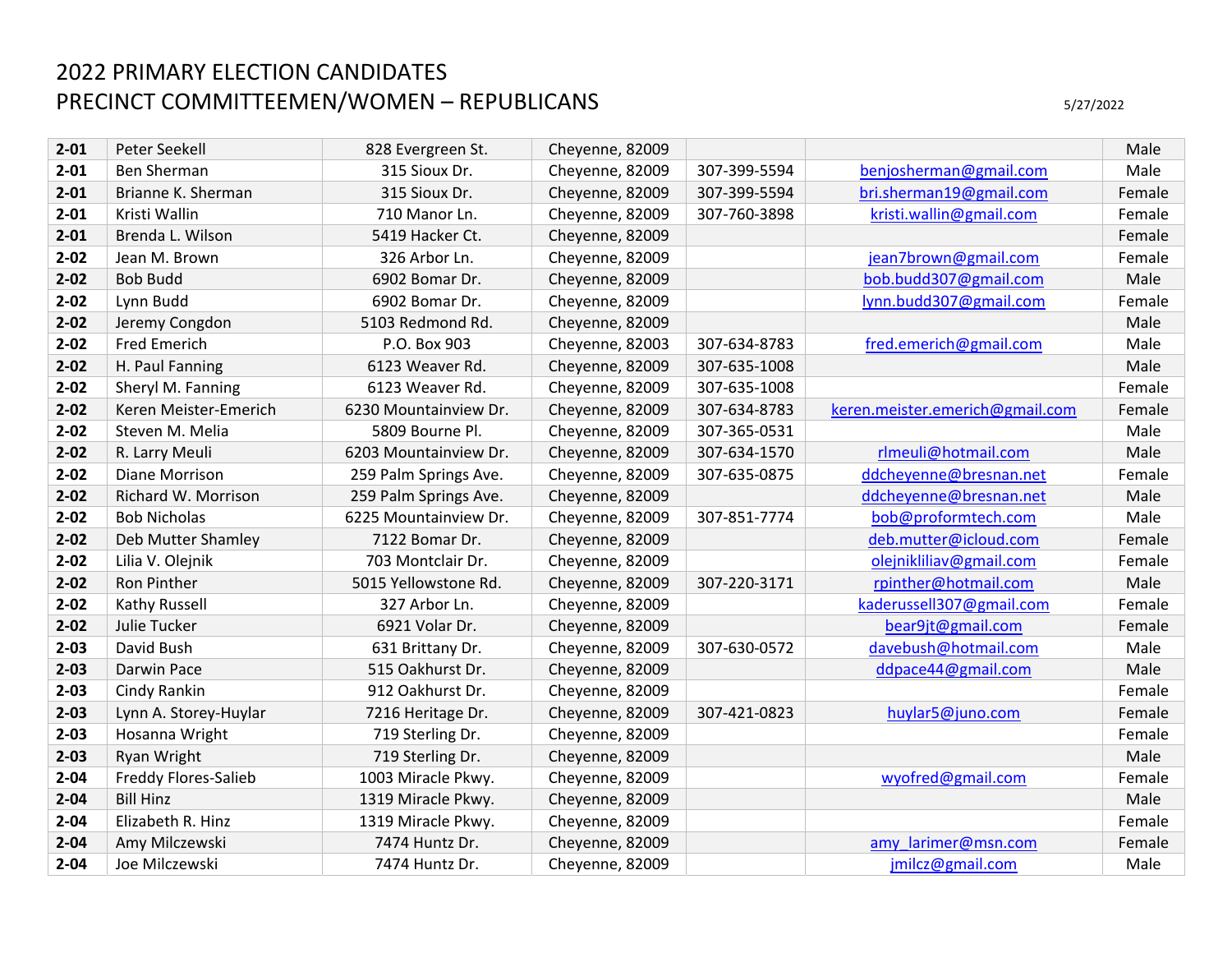# 2022 PRIMARY ELECTION CANDIDATES
## PRECINCT COMMITTEEMEN/WOMEN – REPUBLICANS

5/27/2022

| | | | | | | |
|---|---|---|---|---|---|---|
| **2-01** | Peter Seekell | 828 Evergreen St. | Cheyenne, 82009 | | | Male |
| **2-01** | Ben Sherman | 315 Sioux Dr. | Cheyenne, 82009 | 307-399-5594 | benjosherman@gmail.com | Male |
| **2-01** | Brianne K. Sherman | 315 Sioux Dr. | Cheyenne, 82009 | 307-399-5594 | bri.sherman19@gmail.com | Female |
| **2-01** | Kristi Wallin | 710 Manor Ln. | Cheyenne, 82009 | 307-760-3898 | kristi.wallin@gmail.com | Female |
| **2-01** | Brenda L. Wilson | 5419 Hacker Ct. | Cheyenne, 82009 | | | Female |
| **2-02** | Jean M. Brown | 326 Arbor Ln. | Cheyenne, 82009 | | jean7brown@gmail.com | Female |
| **2-02** | Bob Budd | 6902 Bomar Dr. | Cheyenne, 82009 | | bob.budd307@gmail.com | Male |
| **2-02** | Lynn Budd | 6902 Bomar Dr. | Cheyenne, 82009 | | lynn.budd307@gmail.com | Female |
| **2-02** | Jeremy Congdon | 5103 Redmond Rd. | Cheyenne, 82009 | | | Male |
| **2-02** | Fred Emerich | P.O. Box 903 | Cheyenne, 82003 | 307-634-8783 | fred.emerich@gmail.com | Male |
| **2-02** | H. Paul Fanning | 6123 Weaver Rd. | Cheyenne, 82009 | 307-635-1008 | | Male |
| **2-02** | Sheryl M. Fanning | 6123 Weaver Rd. | Cheyenne, 82009 | 307-635-1008 | | Female |
| **2-02** | Keren Meister-Emerich | 6230 Mountainview Dr. | Cheyenne, 82009 | 307-634-8783 | keren.meister.emerich@gmail.com | Female |
| **2-02** | Steven M. Melia | 5809 Bourne Pl. | Cheyenne, 82009 | 307-365-0531 | | Male |
| **2-02** | R. Larry Meuli | 6203 Mountainview Dr. | Cheyenne, 82009 | 307-634-1570 | rlmeuli@hotmail.com | Male |
| **2-02** | Diane Morrison | 259 Palm Springs Ave. | Cheyenne, 82009 | 307-635-0875 | ddcheyenne@bresnan.net | Female |
| **2-02** | Richard W. Morrison | 259 Palm Springs Ave. | Cheyenne, 82009 | | ddcheyenne@bresnan.net | Male |
| **2-02** | Bob Nicholas | 6225 Mountainview Dr. | Cheyenne, 82009 | 307-851-7774 | bob@proformtech.com | Male |
| **2-02** | Deb Mutter Shamley | 7122 Bomar Dr. | Cheyenne, 82009 | | deb.mutter@icloud.com | Female |
| **2-02** | Lilia V. Olejnik | 703 Montclair Dr. | Cheyenne, 82009 | | olejnikliliav@gmail.com | Female |
| **2-02** | Ron Pinther | 5015 Yellowstone Rd. | Cheyenne, 82009 | 307-220-3171 | rpinther@hotmail.com | Male |
| **2-02** | Kathy Russell | 327 Arbor Ln. | Cheyenne, 82009 | | kaderussell307@gmail.com | Female |
| **2-02** | Julie Tucker | 6921 Volar Dr. | Cheyenne, 82009 | | bear9jt@gmail.com | Female |
| **2-03** | David Bush | 631 Brittany Dr. | Cheyenne, 82009 | 307-630-0572 | davebush@hotmail.com | Male |
| **2-03** | Darwin Pace | 515 Oakhurst Dr. | Cheyenne, 82009 | | ddpace44@gmail.com | Male |
| **2-03** | Cindy Rankin | 912 Oakhurst Dr. | Cheyenne, 82009 | | | Female |
| **2-03** | Lynn A. Storey-Huylar | 7216 Heritage Dr. | Cheyenne, 82009 | 307-421-0823 | huylar5@juno.com | Female |
| **2-03** | Hosanna Wright | 719 Sterling Dr. | Cheyenne, 82009 | | | Female |
| **2-03** | Ryan Wright | 719 Sterling Dr. | Cheyenne, 82009 | | | Male |
| **2-04** | Freddy Flores-Salieb | 1003 Miracle Pkwy. | Cheyenne, 82009 | | wyofred@gmail.com | Female |
| **2-04** | Bill Hinz | 1319 Miracle Pkwy. | Cheyenne, 82009 | | | Male |
| **2-04** | Elizabeth R. Hinz | 1319 Miracle Pkwy. | Cheyenne, 82009 | | | Female |
| **2-04** | Amy Milczewski | 7474 Huntz Dr. | Cheyenne, 82009 | | amy_larimer@msn.com | Female |
| **2-04** | Joe Milczewski | 7474 Huntz Dr. | Cheyenne, 82009 | | jmilcz@gmail.com | Male |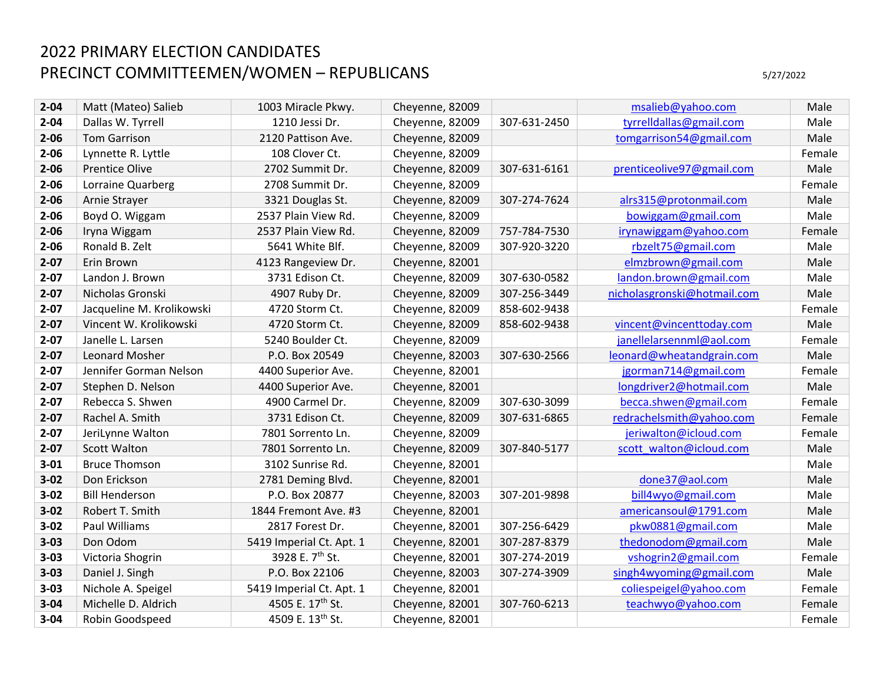# 2022 PRIMARY ELECTION CANDIDATES
## PRECINCT COMMITTEEMEN/WOMEN – REPUBLICANS

5/27/2022

| | | | | | | |
|---|---|---|---|---|---|---|
| **2-04** | Matt (Mateo) Salieb | 1003 Miracle Pkwy. | Cheyenne, 82009 | | msalieb@yahoo.com | Male |
| **2-04** | Dallas W. Tyrrell | 1210 Jessi Dr. | Cheyenne, 82009 | 307-631-2450 | tyrrelldallas@gmail.com | Male |
| **2-06** | Tom Garrison | 2120 Pattison Ave. | Cheyenne, 82009 | | tomgarrison54@gmail.com | Male |
| **2-06** | Lynnette R. Lyttle | 108 Clover Ct. | Cheyenne, 82009 | | | Female |
| **2-06** | Prentice Olive | 2702 Summit Dr. | Cheyenne, 82009 | 307-631-6161 | prenticeolive97@gmail.com | Male |
| **2-06** | Lorraine Quarberg | 2708 Summit Dr. | Cheyenne, 82009 | | | Female |
| **2-06** | Arnie Strayer | 3321 Douglas St. | Cheyenne, 82009 | 307-274-7624 | alrs315@protonmail.com | Male |
| **2-06** | Boyd O. Wiggam | 2537 Plain View Rd. | Cheyenne, 82009 | | bowiggam@gmail.com | Male |
| **2-06** | Iryna Wiggam | 2537 Plain View Rd. | Cheyenne, 82009 | 757-784-7530 | irynawiggam@yahoo.com | Female |
| **2-06** | Ronald B. Zelt | 5641 White Blf. | Cheyenne, 82009 | 307-920-3220 | rbzelt75@gmail.com | Male |
| **2-07** | Erin Brown | 4123 Rangeview Dr. | Cheyenne, 82001 | | elmzbrown@gmail.com | Male |
| **2-07** | Landon J. Brown | 3731 Edison Ct. | Cheyenne, 82009 | 307-630-0582 | landon.brown@gmail.com | Male |
| **2-07** | Nicholas Gronski | 4907 Ruby Dr. | Cheyenne, 82009 | 307-256-3449 | nicholasgronski@hotmail.com | Male |
| **2-07** | Jacqueline M. Krolikowski | 4720 Storm Ct. | Cheyenne, 82009 | 858-602-9438 | | Female |
| **2-07** | Vincent W. Krolikowski | 4720 Storm Ct. | Cheyenne, 82009 | 858-602-9438 | vincent@vincenttoday.com | Male |
| **2-07** | Janelle L. Larsen | 5240 Boulder Ct. | Cheyenne, 82009 | | janellelarsennml@aol.com | Female |
| **2-07** | Leonard Mosher | P.O. Box 20549 | Cheyenne, 82003 | 307-630-2566 | leonard@wheatandgrain.com | Male |
| **2-07** | Jennifer Gorman Nelson | 4400 Superior Ave. | Cheyenne, 82001 | | jgorman714@gmail.com | Female |
| **2-07** | Stephen D. Nelson | 4400 Superior Ave. | Cheyenne, 82001 | | longdriver2@hotmail.com | Male |
| **2-07** | Rebecca S. Shwen | 4900 Carmel Dr. | Cheyenne, 82009 | 307-630-3099 | becca.shwen@gmail.com | Female |
| **2-07** | Rachel A. Smith | 3731 Edison Ct. | Cheyenne, 82009 | 307-631-6865 | redrachelsmith@yahoo.com | Female |
| **2-07** | JeriLynne Walton | 7801 Sorrento Ln. | Cheyenne, 82009 | | jeriwalton@icloud.com | Female |
| **2-07** | Scott Walton | 7801 Sorrento Ln. | Cheyenne, 82009 | 307-840-5177 | scott_walton@icloud.com | Male |
| **3-01** | Bruce Thomson | 3102 Sunrise Rd. | Cheyenne, 82001 | | | Male |
| **3-02** | Don Erickson | 2781 Deming Blvd. | Cheyenne, 82001 | | done37@aol.com | Male |
| **3-02** | Bill Henderson | P.O. Box 20877 | Cheyenne, 82003 | 307-201-9898 | bill4wyo@gmail.com | Male |
| **3-02** | Robert T. Smith | 1844 Fremont Ave. #3 | Cheyenne, 82001 | | americansoul@1791.com | Male |
| **3-02** | Paul Williams | 2817 Forest Dr. | Cheyenne, 82001 | 307-256-6429 | pkw0881@gmail.com | Male |
| **3-03** | Don Odom | 5419 Imperial Ct. Apt. 1 | Cheyenne, 82001 | 307-287-8379 | thedonodom@gmail.com | Male |
| **3-03** | Victoria Shogrin | 3928 E. 7th St. | Cheyenne, 82001 | 307-274-2019 | vshogrin2@gmail.com | Female |
| **3-03** | Daniel J. Singh | P.O. Box 22106 | Cheyenne, 82003 | 307-274-3909 | singh4wyoming@gmail.com | Male |
| **3-03** | Nichole A. Speigel | 5419 Imperial Ct. Apt. 1 | Cheyenne, 82001 | | coliespeigel@yahoo.com | Female |
| **3-04** | Michelle D. Aldrich | 4505 E. 17th St. | Cheyenne, 82001 | 307-760-6213 | teachwyo@yahoo.com | Female |
| **3-04** | Robin Goodspeed | 4509 E. 13th St. | Cheyenne, 82001 | | | Female |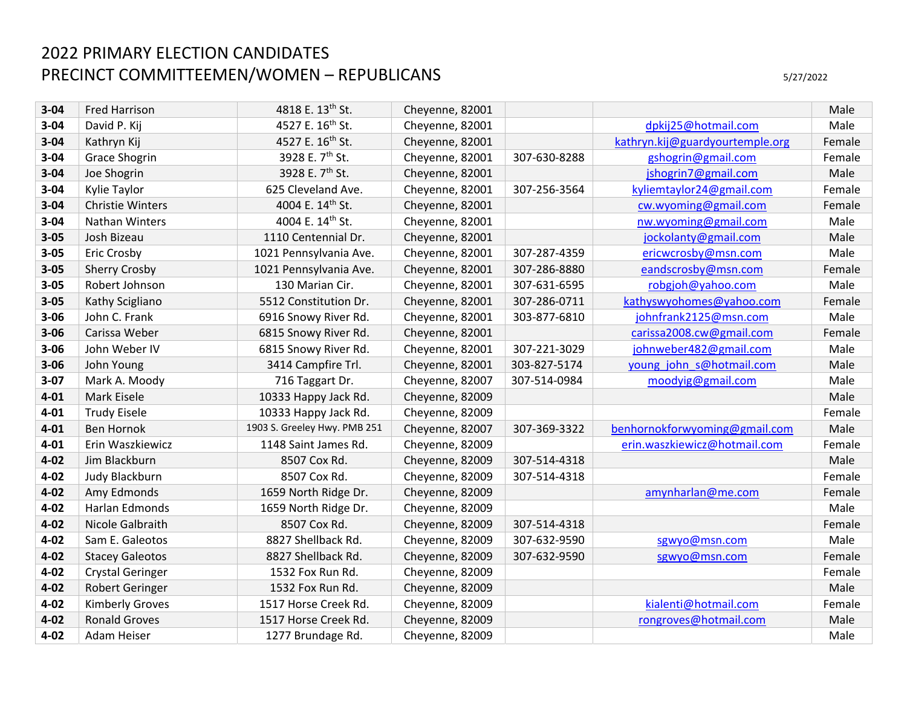# 2022 PRIMARY ELECTION CANDIDATES
# PRECINCT COMMITTEEMEN/WOMEN – REPUBLICANS

5/27/2022

| | | | | | | |
|---|---|---|---|---|---|---|
| **3-04** | Fred Harrison | 4818 E. 13th St. | Cheyenne, 82001 | | | Male |
| **3-04** | David P. Kij | 4527 E. 16th St. | Cheyenne, 82001 | | dpkij25@hotmail.com | Male |
| **3-04** | Kathryn Kij | 4527 E. 16th St. | Cheyenne, 82001 | | kathryn.kij@guardyourtemple.org | Female |
| **3-04** | Grace Shogrin | 3928 E. 7th St. | Cheyenne, 82001 | 307-630-8288 | gshogrin@gmail.com | Female |
| **3-04** | Joe Shogrin | 3928 E. 7th St. | Cheyenne, 82001 | | jshogrin7@gmail.com | Male |
| **3-04** | Kylie Taylor | 625 Cleveland Ave. | Cheyenne, 82001 | 307-256-3564 | kyliemtaylor24@gmail.com | Female |
| **3-04** | Christie Winters | 4004 E. 14th St. | Cheyenne, 82001 | | cw.wyoming@gmail.com | Female |
| **3-04** | Nathan Winters | 4004 E. 14th St. | Cheyenne, 82001 | | nw.wyoming@gmail.com | Male |
| **3-05** | Josh Bizeau | 1110 Centennial Dr. | Cheyenne, 82001 | | jockolanty@gmail.com | Male |
| **3-05** | Eric Crosby | 1021 Pennsylvania Ave. | Cheyenne, 82001 | 307-287-4359 | ericwcrosby@msn.com | Male |
| **3-05** | Sherry Crosby | 1021 Pennsylvania Ave. | Cheyenne, 82001 | 307-286-8880 | eandscrosby@msn.com | Female |
| **3-05** | Robert Johnson | 130 Marian Cir. | Cheyenne, 82001 | 307-631-6595 | robgjoh@yahoo.com | Male |
| **3-05** | Kathy Scigliano | 5512 Constitution Dr. | Cheyenne, 82001 | 307-286-0711 | kathyswyohomes@yahoo.com | Female |
| **3-06** | John C. Frank | 6916 Snowy River Rd. | Cheyenne, 82001 | 303-877-6810 | johnfrank2125@msn.com | Male |
| **3-06** | Carissa Weber | 6815 Snowy River Rd. | Cheyenne, 82001 | | carissa2008.cw@gmail.com | Female |
| **3-06** | John Weber IV | 6815 Snowy River Rd. | Cheyenne, 82001 | 307-221-3029 | johnweber482@gmail.com | Male |
| **3-06** | John Young | 3414 Campfire Trl. | Cheyenne, 82001 | 303-827-5174 | young_john_s@hotmail.com | Male |
| **3-07** | Mark A. Moody | 716 Taggart Dr. | Cheyenne, 82007 | 307-514-0984 | moodyig@gmail.com | Male |
| **4-01** | Mark Eisele | 10333 Happy Jack Rd. | Cheyenne, 82009 | | | Male |
| **4-01** | Trudy Eisele | 10333 Happy Jack Rd. | Cheyenne, 82009 | | | Female |
| **4-01** | Ben Hornok | 1903 S. Greeley Hwy. PMB 251 | Cheyenne, 82007 | 307-369-3322 | benhornokforwyoming@gmail.com | Male |
| **4-01** | Erin Waszkiewicz | 1148 Saint James Rd. | Cheyenne, 82009 | | erin.waszkiewicz@hotmail.com | Female |
| **4-02** | Jim Blackburn | 8507 Cox Rd. | Cheyenne, 82009 | 307-514-4318 | | Male |
| **4-02** | Judy Blackburn | 8507 Cox Rd. | Cheyenne, 82009 | 307-514-4318 | | Female |
| **4-02** | Amy Edmonds | 1659 North Ridge Dr. | Cheyenne, 82009 | | amynharlan@me.com | Female |
| **4-02** | Harlan Edmonds | 1659 North Ridge Dr. | Cheyenne, 82009 | | | Male |
| **4-02** | Nicole Galbraith | 8507 Cox Rd. | Cheyenne, 82009 | 307-514-4318 | | Female |
| **4-02** | Sam E. Galeotos | 8827 Shellback Rd. | Cheyenne, 82009 | 307-632-9590 | sgwyo@msn.com | Male |
| **4-02** | Stacey Galeotos | 8827 Shellback Rd. | Cheyenne, 82009 | 307-632-9590 | sgwyo@msn.com | Female |
| **4-02** | Crystal Geringer | 1532 Fox Run Rd. | Cheyenne, 82009 | | | Female |
| **4-02** | Robert Geringer | 1532 Fox Run Rd. | Cheyenne, 82009 | | | Male |
| **4-02** | Kimberly Groves | 1517 Horse Creek Rd. | Cheyenne, 82009 | | kialenti@hotmail.com | Female |
| **4-02** | Ronald Groves | 1517 Horse Creek Rd. | Cheyenne, 82009 | | rongroves@hotmail.com | Male |
| **4-02** | Adam Heiser | 1277 Brundage Rd. | Cheyenne, 82009 | | | Male |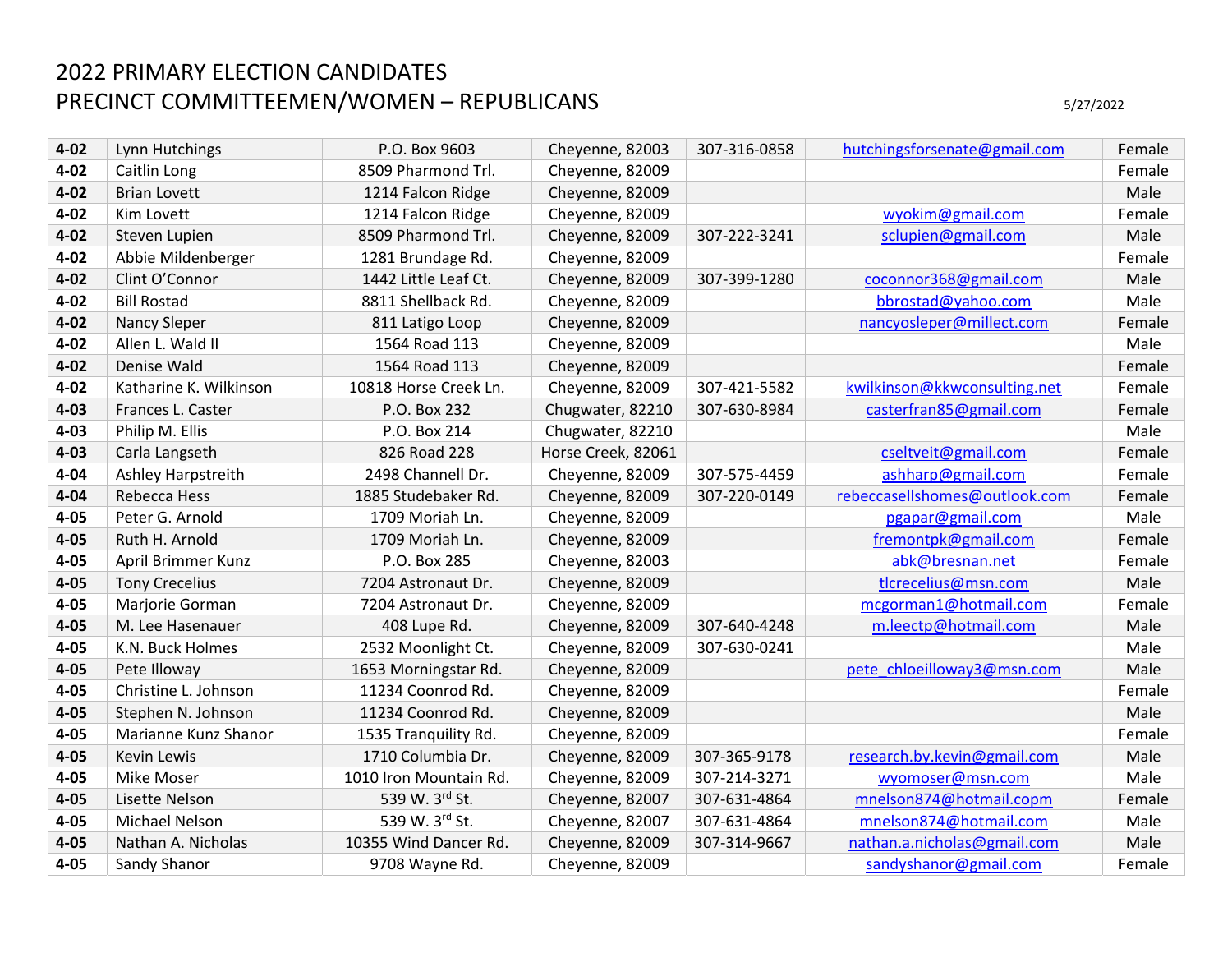# 2022 PRIMARY ELECTION CANDIDATES
## PRECINCT COMMITTEEMEN/WOMEN – REPUBLICANS

5/27/2022

| Precinct | Name | Address | City, Zip | Phone | Email | Gender |
|---|---|---|---|---|---|---|
| **4-02** | Lynn Hutchings | P.O. Box 9603 | Cheyenne, 82003 | 307-316-0858 | hutchingsforsenate@gmail.com | Female |
| **4-02** | Caitlin Long | 8509 Pharmond Trl. | Cheyenne, 82009 | | | Female |
| **4-02** | Brian Lovett | 1214 Falcon Ridge | Cheyenne, 82009 | | | Male |
| **4-02** | Kim Lovett | 1214 Falcon Ridge | Cheyenne, 82009 | | wyokim@gmail.com | Female |
| **4-02** | Steven Lupien | 8509 Pharmond Trl. | Cheyenne, 82009 | 307-222-3241 | sclupien@gmail.com | Male |
| **4-02** | Abbie Mildenberger | 1281 Brundage Rd. | Cheyenne, 82009 | | | Female |
| **4-02** | Clint O'Connor | 1442 Little Leaf Ct. | Cheyenne, 82009 | 307-399-1280 | coconnor368@gmail.com | Male |
| **4-02** | Bill Rostad | 8811 Shellback Rd. | Cheyenne, 82009 | | bbrostad@yahoo.com | Male |
| **4-02** | Nancy Sleper | 811 Latigo Loop | Cheyenne, 82009 | | nancyosleper@millect.com | Female |
| **4-02** | Allen L. Wald II | 1564 Road 113 | Cheyenne, 82009 | | | Male |
| **4-02** | Denise Wald | 1564 Road 113 | Cheyenne, 82009 | | | Female |
| **4-02** | Katharine K. Wilkinson | 10818 Horse Creek Ln. | Cheyenne, 82009 | 307-421-5582 | kwilkinson@kkwconsulting.net | Female |
| **4-03** | Frances L. Caster | P.O. Box 232 | Chugwater, 82210 | 307-630-8984 | casterfran85@gmail.com | Female |
| **4-03** | Philip M. Ellis | P.O. Box 214 | Chugwater, 82210 | | | Male |
| **4-03** | Carla Langseth | 826 Road 228 | Horse Creek, 82061 | | cseltveit@gmail.com | Female |
| **4-04** | Ashley Harpstreith | 2498 Channell Dr. | Cheyenne, 82009 | 307-575-4459 | ashharp@gmail.com | Female |
| **4-04** | Rebecca Hess | 1885 Studebaker Rd. | Cheyenne, 82009 | 307-220-0149 | rebeccasellshomes@outlook.com | Female |
| **4-05** | Peter G. Arnold | 1709 Moriah Ln. | Cheyenne, 82009 | | pgapar@gmail.com | Male |
| **4-05** | Ruth H. Arnold | 1709 Moriah Ln. | Cheyenne, 82009 | | fremontpk@gmail.com | Female |
| **4-05** | April Brimmer Kunz | P.O. Box 285 | Cheyenne, 82003 | | abk@bresnan.net | Female |
| **4-05** | Tony Crecelius | 7204 Astronaut Dr. | Cheyenne, 82009 | | tlcrecelius@msn.com | Male |
| **4-05** | Marjorie Gorman | 7204 Astronaut Dr. | Cheyenne, 82009 | | mcgorman1@hotmail.com | Female |
| **4-05** | M. Lee Hasenauer | 408 Lupe Rd. | Cheyenne, 82009 | 307-640-4248 | m.leectp@hotmail.com | Male |
| **4-05** | K.N. Buck Holmes | 2532 Moonlight Ct. | Cheyenne, 82009 | 307-630-0241 | | Male |
| **4-05** | Pete Illoway | 1653 Morningstar Rd. | Cheyenne, 82009 | | pete_chloeilloway3@msn.com | Male |
| **4-05** | Christine L. Johnson | 11234 Coonrod Rd. | Cheyenne, 82009 | | | Female |
| **4-05** | Stephen N. Johnson | 11234 Coonrod Rd. | Cheyenne, 82009 | | | Male |
| **4-05** | Marianne Kunz Shanor | 1535 Tranquility Rd. | Cheyenne, 82009 | | | Female |
| **4-05** | Kevin Lewis | 1710 Columbia Dr. | Cheyenne, 82009 | 307-365-9178 | research.by.kevin@gmail.com | Male |
| **4-05** | Mike Moser | 1010 Iron Mountain Rd. | Cheyenne, 82009 | 307-214-3271 | wyomoser@msn.com | Male |
| **4-05** | Lisette Nelson | 539 W. 3rd St. | Cheyenne, 82007 | 307-631-4864 | mnelson874@hotmail.copm | Female |
| **4-05** | Michael Nelson | 539 W. 3rd St. | Cheyenne, 82007 | 307-631-4864 | mnelson874@hotmail.com | Male |
| **4-05** | Nathan A. Nicholas | 10355 Wind Dancer Rd. | Cheyenne, 82009 | 307-314-9667 | nathan.a.nicholas@gmail.com | Male |
| **4-05** | Sandy Shanor | 9708 Wayne Rd. | Cheyenne, 82009 | | sandyshanor@gmail.com | Female |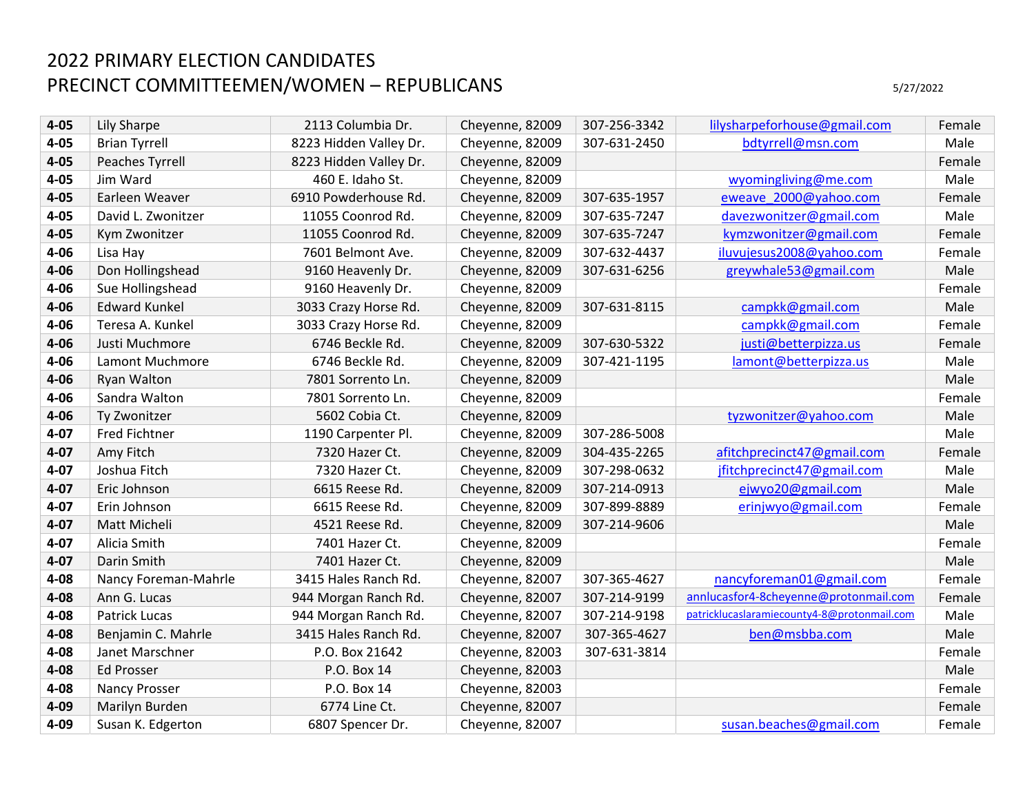# 2022 PRIMARY ELECTION CANDIDATES
## PRECINCT COMMITTEEMEN/WOMEN – REPUBLICANS

5/27/2022

| Precinct | Name | Address | City, Zip | Phone | Email | Gender |
|---|---|---|---|---|---|---|
| **4-05** | Lily Sharpe | 2113 Columbia Dr. | Cheyenne, 82009 | 307-256-3342 | lilysharpeforhouse@gmail.com | Female |
| **4-05** | Brian Tyrrell | 8223 Hidden Valley Dr. | Cheyenne, 82009 | 307-631-2450 | bdtyrrell@msn.com | Male |
| **4-05** | Peaches Tyrrell | 8223 Hidden Valley Dr. | Cheyenne, 82009 | | | Female |
| **4-05** | Jim Ward | 460 E. Idaho St. | Cheyenne, 82009 | | wyomingliving@me.com | Male |
| **4-05** | Earleen Weaver | 6910 Powderhouse Rd. | Cheyenne, 82009 | 307-635-1957 | eweave_2000@yahoo.com | Female |
| **4-05** | David L. Zwonitzer | 11055 Coonrod Rd. | Cheyenne, 82009 | 307-635-7247 | davezwonitzer@gmail.com | Male |
| **4-05** | Kym Zwonitzer | 11055 Coonrod Rd. | Cheyenne, 82009 | 307-635-7247 | kymzwonitzer@gmail.com | Female |
| **4-06** | Lisa Hay | 7601 Belmont Ave. | Cheyenne, 82009 | 307-632-4437 | iluvujesus2008@yahoo.com | Female |
| **4-06** | Don Hollingshead | 9160 Heavenly Dr. | Cheyenne, 82009 | 307-631-6256 | greywhale53@gmail.com | Male |
| **4-06** | Sue Hollingshead | 9160 Heavenly Dr. | Cheyenne, 82009 | | | Female |
| **4-06** | Edward Kunkel | 3033 Crazy Horse Rd. | Cheyenne, 82009 | 307-631-8115 | campkk@gmail.com | Male |
| **4-06** | Teresa A. Kunkel | 3033 Crazy Horse Rd. | Cheyenne, 82009 | | campkk@gmail.com | Female |
| **4-06** | Justi Muchmore | 6746 Beckle Rd. | Cheyenne, 82009 | 307-630-5322 | justi@betterpizza.us | Female |
| **4-06** | Lamont Muchmore | 6746 Beckle Rd. | Cheyenne, 82009 | 307-421-1195 | lamont@betterpizza.us | Male |
| **4-06** | Ryan Walton | 7801 Sorrento Ln. | Cheyenne, 82009 | | | Male |
| **4-06** | Sandra Walton | 7801 Sorrento Ln. | Cheyenne, 82009 | | | Female |
| **4-06** | Ty Zwonitzer | 5602 Cobia Ct. | Cheyenne, 82009 | | tyzwonitzer@yahoo.com | Male |
| **4-07** | Fred Fichtner | 1190 Carpenter Pl. | Cheyenne, 82009 | 307-286-5008 | | Male |
| **4-07** | Amy Fitch | 7320 Hazer Ct. | Cheyenne, 82009 | 304-435-2265 | afitchprecinct47@gmail.com | Female |
| **4-07** | Joshua Fitch | 7320 Hazer Ct. | Cheyenne, 82009 | 307-298-0632 | jfitchprecinct47@gmail.com | Male |
| **4-07** | Eric Johnson | 6615 Reese Rd. | Cheyenne, 82009 | 307-214-0913 | ejwyo20@gmail.com | Male |
| **4-07** | Erin Johnson | 6615 Reese Rd. | Cheyenne, 82009 | 307-899-8889 | erinjwyo@gmail.com | Female |
| **4-07** | Matt Micheli | 4521 Reese Rd. | Cheyenne, 82009 | 307-214-9606 | | Male |
| **4-07** | Alicia Smith | 7401 Hazer Ct. | Cheyenne, 82009 | | | Female |
| **4-07** | Darin Smith | 7401 Hazer Ct. | Cheyenne, 82009 | | | Male |
| **4-08** | Nancy Foreman-Mahrle | 3415 Hales Ranch Rd. | Cheyenne, 82007 | 307-365-4627 | nancyforeman01@gmail.com | Female |
| **4-08** | Ann G. Lucas | 944 Morgan Ranch Rd. | Cheyenne, 82007 | 307-214-9199 | annlucasfor4-8cheyenne@protonmail.com | Female |
| **4-08** | Patrick Lucas | 944 Morgan Ranch Rd. | Cheyenne, 82007 | 307-214-9198 | patricklucaslaramiecounty4-8@protonmail.com | Male |
| **4-08** | Benjamin C. Mahrle | 3415 Hales Ranch Rd. | Cheyenne, 82007 | 307-365-4627 | ben@msbba.com | Male |
| **4-08** | Janet Marschner | P.O. Box 21642 | Cheyenne, 82003 | 307-631-3814 | | Female |
| **4-08** | Ed Prosser | P.O. Box 14 | Cheyenne, 82003 | | | Male |
| **4-08** | Nancy Prosser | P.O. Box 14 | Cheyenne, 82003 | | | Female |
| **4-09** | Marilyn Burden | 6774 Line Ct. | Cheyenne, 82007 | | | Female |
| **4-09** | Susan K. Edgerton | 6807 Spencer Dr. | Cheyenne, 82007 | | susan.beaches@gmail.com | Female |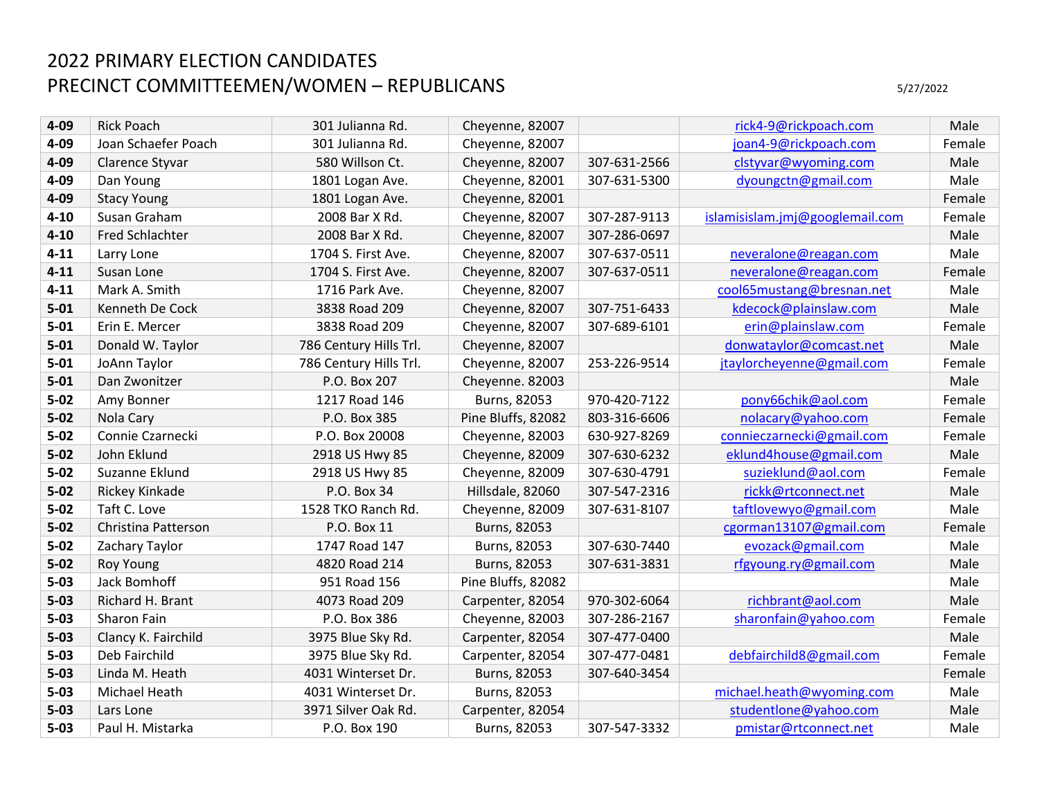# 2022 PRIMARY ELECTION CANDIDATES
## PRECINCT COMMITTEEMEN/WOMEN – REPUBLICANS

5/27/2022

| | | | | | | |
|---|---|---|---|---|---|---|
| **4-09** | Rick Poach | 301 Julianna Rd. | Cheyenne, 82007 | | rick4-9@rickpoach.com | Male |
| **4-09** | Joan Schaefer Poach | 301 Julianna Rd. | Cheyenne, 82007 | | joan4-9@rickpoach.com | Female |
| **4-09** | Clarence Styvar | 580 Willson Ct. | Cheyenne, 82007 | 307-631-2566 | clstyvar@wyoming.com | Male |
| **4-09** | Dan Young | 1801 Logan Ave. | Cheyenne, 82001 | 307-631-5300 | dyoungctn@gmail.com | Male |
| **4-09** | Stacy Young | 1801 Logan Ave. | Cheyenne, 82001 | | | Female |
| **4-10** | Susan Graham | 2008 Bar X Rd. | Cheyenne, 82007 | 307-287-9113 | islamisislam.jmj@googlemail.com | Female |
| **4-10** | Fred Schlachter | 2008 Bar X Rd. | Cheyenne, 82007 | 307-286-0697 | | Male |
| **4-11** | Larry Lone | 1704 S. First Ave. | Cheyenne, 82007 | 307-637-0511 | neveralone@reagan.com | Male |
| **4-11** | Susan Lone | 1704 S. First Ave. | Cheyenne, 82007 | 307-637-0511 | neveralone@reagan.com | Female |
| **4-11** | Mark A. Smith | 1716 Park Ave. | Cheyenne, 82007 | | cool65mustang@bresnan.net | Male |
| **5-01** | Kenneth De Cock | 3838 Road 209 | Cheyenne, 82007 | 307-751-6433 | kdecock@plainslaw.com | Male |
| **5-01** | Erin E. Mercer | 3838 Road 209 | Cheyenne, 82007 | 307-689-6101 | erin@plainslaw.com | Female |
| **5-01** | Donald W. Taylor | 786 Century Hills Trl. | Cheyenne, 82007 | | donwataylor@comcast.net | Male |
| **5-01** | JoAnn Taylor | 786 Century Hills Trl. | Cheyenne, 82007 | 253-226-9514 | jtaylorcheyenne@gmail.com | Female |
| **5-01** | Dan Zwonitzer | P.O. Box 207 | Cheyenne. 82003 | | | Male |
| **5-02** | Amy Bonner | 1217 Road 146 | Burns, 82053 | 970-420-7122 | pony66chik@aol.com | Female |
| **5-02** | Nola Cary | P.O. Box 385 | Pine Bluffs, 82082 | 803-316-6606 | nolacary@yahoo.com | Female |
| **5-02** | Connie Czarnecki | P.O. Box 20008 | Cheyenne, 82003 | 630-927-8269 | connieczarnecki@gmail.com | Female |
| **5-02** | John Eklund | 2918 US Hwy 85 | Cheyenne, 82009 | 307-630-6232 | eklund4house@gmail.com | Male |
| **5-02** | Suzanne Eklund | 2918 US Hwy 85 | Cheyenne, 82009 | 307-630-4791 | suzieklund@aol.com | Female |
| **5-02** | Rickey Kinkade | P.O. Box 34 | Hillsdale, 82060 | 307-547-2316 | rickk@rtconnect.net | Male |
| **5-02** | Taft C. Love | 1528 TKO Ranch Rd. | Cheyenne, 82009 | 307-631-8107 | taftlovewyo@gmail.com | Male |
| **5-02** | Christina Patterson | P.O. Box 11 | Burns, 82053 | | cgorman13107@gmail.com | Female |
| **5-02** | Zachary Taylor | 1747 Road 147 | Burns, 82053 | 307-630-7440 | evozack@gmail.com | Male |
| **5-02** | Roy Young | 4820 Road 214 | Burns, 82053 | 307-631-3831 | rfgyoung.ry@gmail.com | Male |
| **5-03** | Jack Bomhoff | 951 Road 156 | Pine Bluffs, 82082 | | | Male |
| **5-03** | Richard H. Brant | 4073 Road 209 | Carpenter, 82054 | 970-302-6064 | richbrant@aol.com | Male |
| **5-03** | Sharon Fain | P.O. Box 386 | Cheyenne, 82003 | 307-286-2167 | sharonfain@yahoo.com | Female |
| **5-03** | Clancy K. Fairchild | 3975 Blue Sky Rd. | Carpenter, 82054 | 307-477-0400 | | Male |
| **5-03** | Deb Fairchild | 3975 Blue Sky Rd. | Carpenter, 82054 | 307-477-0481 | debfairchild8@gmail.com | Female |
| **5-03** | Linda M. Heath | 4031 Winterset Dr. | Burns, 82053 | 307-640-3454 | | Female |
| **5-03** | Michael Heath | 4031 Winterset Dr. | Burns, 82053 | | michael.heath@wyoming.com | Male |
| **5-03** | Lars Lone | 3971 Silver Oak Rd. | Carpenter, 82054 | | studentlone@yahoo.com | Male |
| **5-03** | Paul H. Mistarka | P.O. Box 190 | Burns, 82053 | 307-547-3332 | pmistar@rtconnect.net | Male |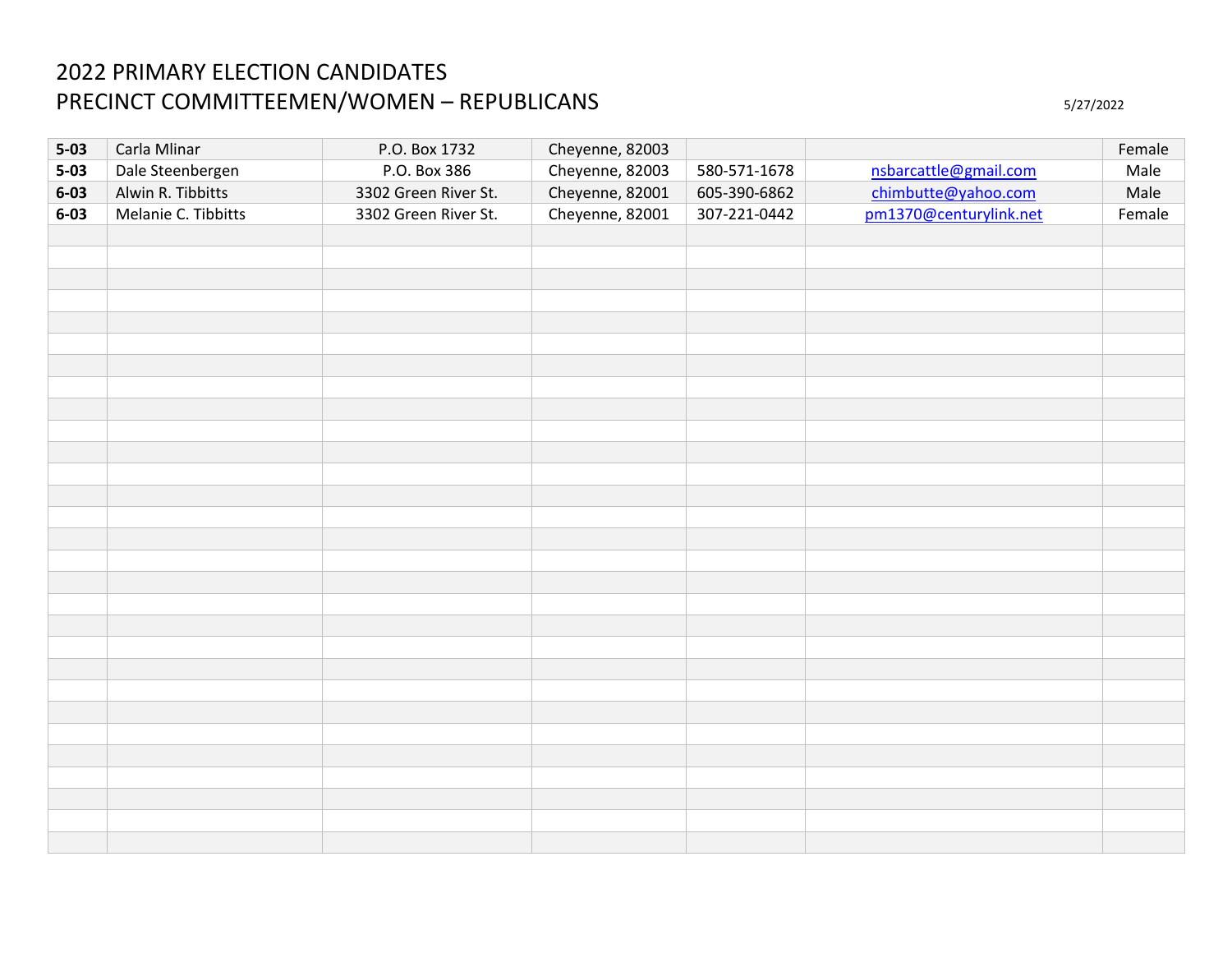# 2022 PRIMARY ELECTION CANDIDATES
## PRECINCT COMMITTEEMEN/WOMEN – REPUBLICANS

5/27/2022

| | | | | | | |
|---|---|---|---|---|---|---|
| **5-03** | Carla Mlinar | P.O. Box 1732 | Cheyenne, 82003 | | | Female |
| **5-03** | Dale Steenbergen | P.O. Box 386 | Cheyenne, 82003 | 580-571-1678 | nsbarcattle@gmail.com | Male |
| **6-03** | Alwin R. Tibbitts | 3302 Green River St. | Cheyenne, 82001 | 605-390-6862 | chimbutte@yahoo.com | Male |
| **6-03** | Melanie C. Tibbitts | 3302 Green River St. | Cheyenne, 82001 | 307-221-0442 | pm1370@centurylink.net | Female |